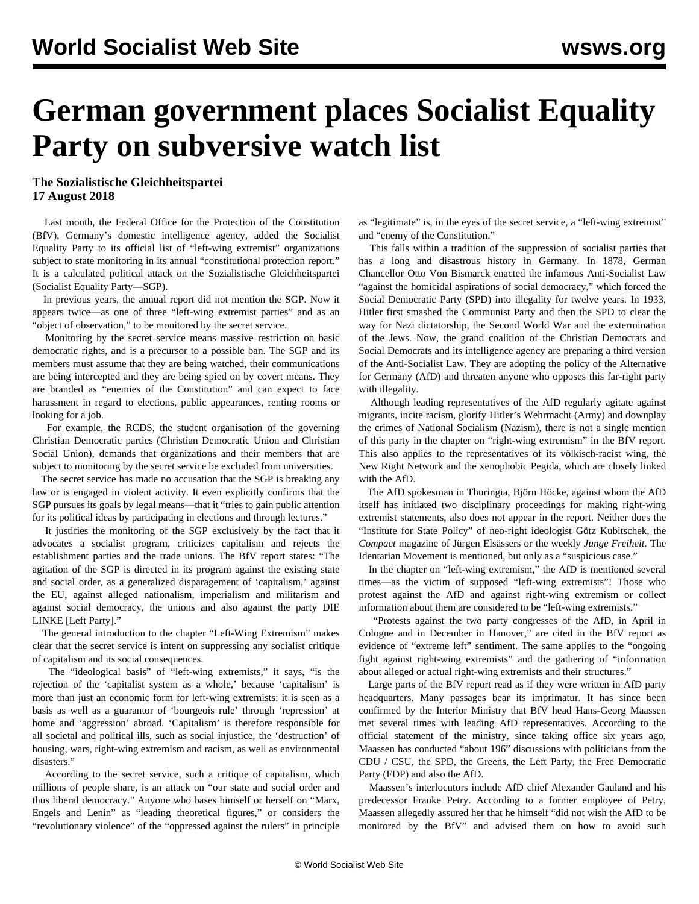# German government places Socialist Equality Party on subversive watch list

**The Sozialistische Gleichheitspartei**
**17 August 2018**

Last month, the Federal Office for the Protection of the Constitution (BfV), Germany's domestic intelligence agency, added the Socialist Equality Party to its official list of "left-wing extremist" organizations subject to state monitoring in its annual "constitutional protection report." It is a calculated political attack on the Sozialistische Gleichheitspartei (Socialist Equality Party—SGP).

In previous years, the annual report did not mention the SGP. Now it appears twice—as one of three "left-wing extremist parties" and as an "object of observation," to be monitored by the secret service.

Monitoring by the secret service means massive restriction on basic democratic rights, and is a precursor to a possible ban. The SGP and its members must assume that they are being watched, their communications are being intercepted and they are being spied on by covert means. They are branded as "enemies of the Constitution" and can expect to face harassment in regard to elections, public appearances, renting rooms or looking for a job.

For example, the RCDS, the student organisation of the governing Christian Democratic parties (Christian Democratic Union and Christian Social Union), demands that organizations and their members that are subject to monitoring by the secret service be excluded from universities.

The secret service has made no accusation that the SGP is breaking any law or is engaged in violent activity. It even explicitly confirms that the SGP pursues its goals by legal means—that it "tries to gain public attention for its political ideas by participating in elections and through lectures."

It justifies the monitoring of the SGP exclusively by the fact that it advocates a socialist program, criticizes capitalism and rejects the establishment parties and the trade unions. The BfV report states: "The agitation of the SGP is directed in its program against the existing state and social order, as a generalized disparagement of 'capitalism,' against the EU, against alleged nationalism, imperialism and militarism and against social democracy, the unions and also against the party DIE LINKE [Left Party]."

The general introduction to the chapter "Left-Wing Extremism" makes clear that the secret service is intent on suppressing any socialist critique of capitalism and its social consequences.

The "ideological basis" of "left-wing extremists," it says, "is the rejection of the 'capitalist system as a whole,' because 'capitalism' is more than just an economic form for left-wing extremists: it is seen as a basis as well as a guarantor of 'bourgeois rule' through 'repression' at home and 'aggression' abroad. 'Capitalism' is therefore responsible for all societal and political ills, such as social injustice, the 'destruction' of housing, wars, right-wing extremism and racism, as well as environmental disasters."

According to the secret service, such a critique of capitalism, which millions of people share, is an attack on "our state and social order and thus liberal democracy." Anyone who bases himself or herself on "Marx, Engels and Lenin" as "leading theoretical figures," or considers the "revolutionary violence" of the "oppressed against the rulers" in principle as "legitimate" is, in the eyes of the secret service, a "left-wing extremist" and "enemy of the Constitution."

This falls within a tradition of the suppression of socialist parties that has a long and disastrous history in Germany. In 1878, German Chancellor Otto Von Bismarck enacted the infamous Anti-Socialist Law "against the homicidal aspirations of social democracy," which forced the Social Democratic Party (SPD) into illegality for twelve years. In 1933, Hitler first smashed the Communist Party and then the SPD to clear the way for Nazi dictatorship, the Second World War and the extermination of the Jews. Now, the grand coalition of the Christian Democrats and Social Democrats and its intelligence agency are preparing a third version of the Anti-Socialist Law. They are adopting the policy of the Alternative for Germany (AfD) and threaten anyone who opposes this far-right party with illegality.

Although leading representatives of the AfD regularly agitate against migrants, incite racism, glorify Hitler's Wehrmacht (Army) and downplay the crimes of National Socialism (Nazism), there is not a single mention of this party in the chapter on "right-wing extremism" in the BfV report. This also applies to the representatives of its völkisch-racist wing, the New Right Network and the xenophobic Pegida, which are closely linked with the AfD.

The AfD spokesman in Thuringia, Björn Höcke, against whom the AfD itself has initiated two disciplinary proceedings for making right-wing extremist statements, also does not appear in the report. Neither does the "Institute for State Policy" of neo-right ideologist Götz Kubitschek, the *Compact* magazine of Jürgen Elsässers or the weekly *Junge Freiheit*. The Identarian Movement is mentioned, but only as a "suspicious case."

In the chapter on "left-wing extremism," the AfD is mentioned several times—as the victim of supposed "left-wing extremists"! Those who protest against the AfD and against right-wing extremism or collect information about them are considered to be "left-wing extremists."

"Protests against the two party congresses of the AfD, in April in Cologne and in December in Hanover," are cited in the BfV report as evidence of "extreme left" sentiment. The same applies to the "ongoing fight against right-wing extremists" and the gathering of "information about alleged or actual right-wing extremists and their structures."

Large parts of the BfV report read as if they were written in AfD party headquarters. Many passages bear its imprimatur. It has since been confirmed by the Interior Ministry that BfV head Hans-Georg Maassen met several times with leading AfD representatives. According to the official statement of the ministry, since taking office six years ago, Maassen has conducted "about 196" discussions with politicians from the CDU / CSU, the SPD, the Greens, the Left Party, the Free Democratic Party (FDP) and also the AfD.

Maassen's interlocutors include AfD chief Alexander Gauland and his predecessor Frauke Petry. According to a former employee of Petry, Maassen allegedly assured her that he himself "did not wish the AfD to be monitored by the BfV" and advised them on how to avoid such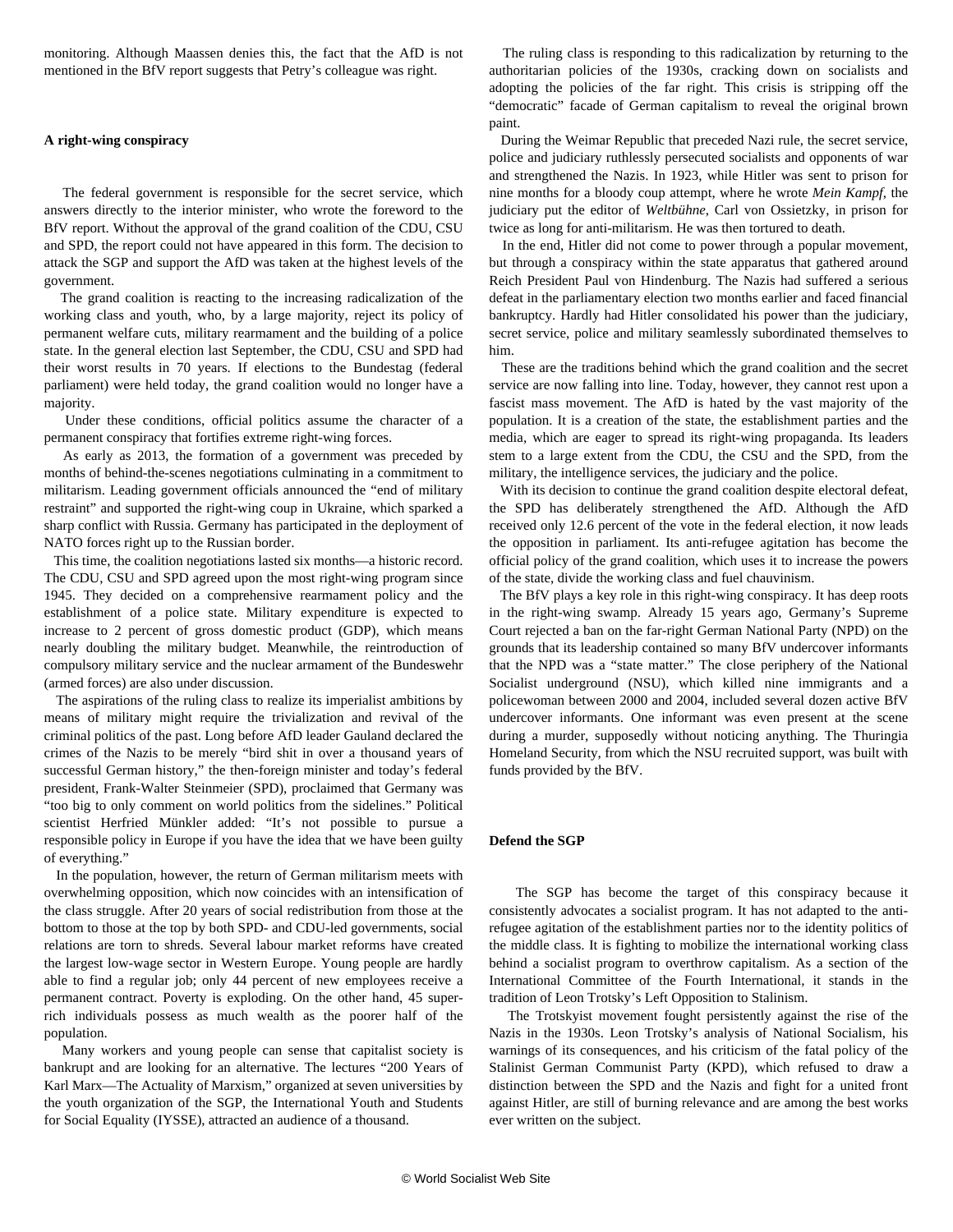monitoring. Although Maassen denies this, the fact that the AfD is not mentioned in the BfV report suggests that Petry's colleague was right.

**A right-wing conspiracy**

The federal government is responsible for the secret service, which answers directly to the interior minister, who wrote the foreword to the BfV report. Without the approval of the grand coalition of the CDU, CSU and SPD, the report could not have appeared in this form. The decision to attack the SGP and support the AfD was taken at the highest levels of the government.

The grand coalition is reacting to the increasing radicalization of the working class and youth, who, by a large majority, reject its policy of permanent welfare cuts, military rearmament and the building of a police state. In the general election last September, the CDU, CSU and SPD had their worst results in 70 years. If elections to the Bundestag (federal parliament) were held today, the grand coalition would no longer have a majority.

Under these conditions, official politics assume the character of a permanent conspiracy that fortifies extreme right-wing forces.

As early as 2013, the formation of a government was preceded by months of behind-the-scenes negotiations culminating in a commitment to militarism. Leading government officials announced the "end of military restraint" and supported the right-wing coup in Ukraine, which sparked a sharp conflict with Russia. Germany has participated in the deployment of NATO forces right up to the Russian border.

This time, the coalition negotiations lasted six months—a historic record. The CDU, CSU and SPD agreed upon the most right-wing program since 1945. They decided on a comprehensive rearmament policy and the establishment of a police state. Military expenditure is expected to increase to 2 percent of gross domestic product (GDP), which means nearly doubling the military budget. Meanwhile, the reintroduction of compulsory military service and the nuclear armament of the Bundeswehr (armed forces) are also under discussion.

The aspirations of the ruling class to realize its imperialist ambitions by means of military might require the trivialization and revival of the criminal politics of the past. Long before AfD leader Gauland declared the crimes of the Nazis to be merely "bird shit in over a thousand years of successful German history," the then-foreign minister and today's federal president, Frank-Walter Steinmeier (SPD), proclaimed that Germany was "too big to only comment on world politics from the sidelines." Political scientist Herfried Münkler added: "It's not possible to pursue a responsible policy in Europe if you have the idea that we have been guilty of everything."

In the population, however, the return of German militarism meets with overwhelming opposition, which now coincides with an intensification of the class struggle. After 20 years of social redistribution from those at the bottom to those at the top by both SPD- and CDU-led governments, social relations are torn to shreds. Several labour market reforms have created the largest low-wage sector in Western Europe. Young people are hardly able to find a regular job; only 44 percent of new employees receive a permanent contract. Poverty is exploding. On the other hand, 45 super-rich individuals possess as much wealth as the poorer half of the population.

Many workers and young people can sense that capitalist society is bankrupt and are looking for an alternative. The lectures "200 Years of Karl Marx—The Actuality of Marxism," organized at seven universities by the youth organization of the SGP, the International Youth and Students for Social Equality (IYSSE), attracted an audience of a thousand.

The ruling class is responding to this radicalization by returning to the authoritarian policies of the 1930s, cracking down on socialists and adopting the policies of the far right. This crisis is stripping off the "democratic" facade of German capitalism to reveal the original brown paint.

During the Weimar Republic that preceded Nazi rule, the secret service, police and judiciary ruthlessly persecuted socialists and opponents of war and strengthened the Nazis. In 1923, while Hitler was sent to prison for nine months for a bloody coup attempt, where he wrote *Mein Kampf*, the judiciary put the editor of *Weltbühne*, Carl von Ossietzky, in prison for twice as long for anti-militarism. He was then tortured to death.

In the end, Hitler did not come to power through a popular movement, but through a conspiracy within the state apparatus that gathered around Reich President Paul von Hindenburg. The Nazis had suffered a serious defeat in the parliamentary election two months earlier and faced financial bankruptcy. Hardly had Hitler consolidated his power than the judiciary, secret service, police and military seamlessly subordinated themselves to him.

These are the traditions behind which the grand coalition and the secret service are now falling into line. Today, however, they cannot rest upon a fascist mass movement. The AfD is hated by the vast majority of the population. It is a creation of the state, the establishment parties and the media, which are eager to spread its right-wing propaganda. Its leaders stem to a large extent from the CDU, the CSU and the SPD, from the military, the intelligence services, the judiciary and the police.

With its decision to continue the grand coalition despite electoral defeat, the SPD has deliberately strengthened the AfD. Although the AfD received only 12.6 percent of the vote in the federal election, it now leads the opposition in parliament. Its anti-refugee agitation has become the official policy of the grand coalition, which uses it to increase the powers of the state, divide the working class and fuel chauvinism.

The BfV plays a key role in this right-wing conspiracy. It has deep roots in the right-wing swamp. Already 15 years ago, Germany's Supreme Court rejected a ban on the far-right German National Party (NPD) on the grounds that its leadership contained so many BfV undercover informants that the NPD was a "state matter." The close periphery of the National Socialist underground (NSU), which killed nine immigrants and a policewoman between 2000 and 2004, included several dozen active BfV undercover informants. One informant was even present at the scene during a murder, supposedly without noticing anything. The Thuringia Homeland Security, from which the NSU recruited support, was built with funds provided by the BfV.

**Defend the SGP**

The SGP has become the target of this conspiracy because it consistently advocates a socialist program. It has not adapted to the anti-refugee agitation of the establishment parties nor to the identity politics of the middle class. It is fighting to mobilize the international working class behind a socialist program to overthrow capitalism. As a section of the International Committee of the Fourth International, it stands in the tradition of Leon Trotsky's Left Opposition to Stalinism.

The Trotskyist movement fought persistently against the rise of the Nazis in the 1930s. Leon Trotsky's analysis of National Socialism, his warnings of its consequences, and his criticism of the fatal policy of the Stalinist German Communist Party (KPD), which refused to draw a distinction between the SPD and the Nazis and fight for a united front against Hitler, are still of burning relevance and are among the best works ever written on the subject.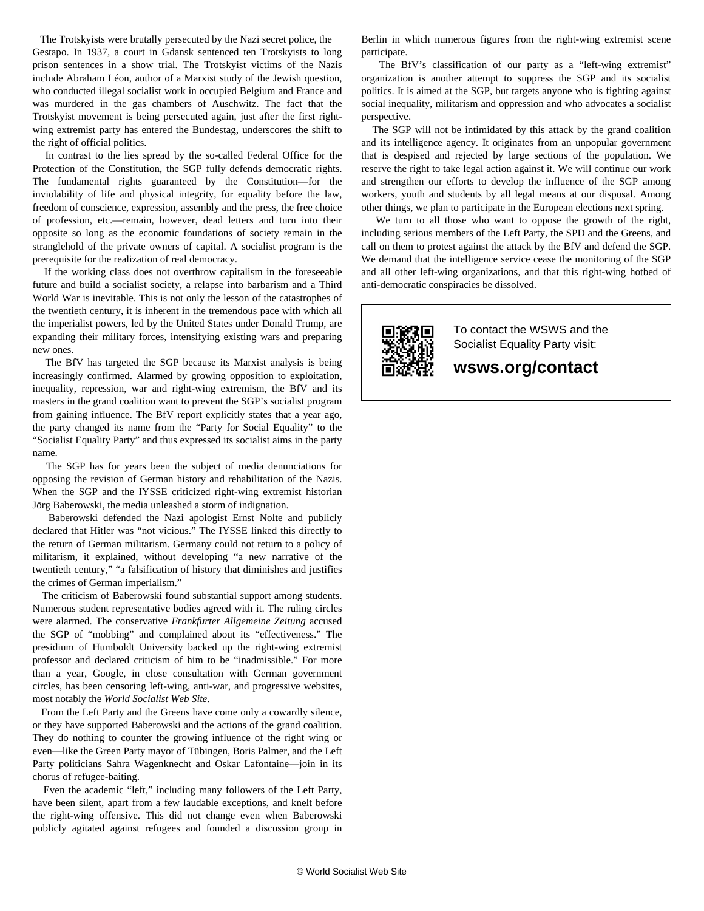The Trotskyists were brutally persecuted by the Nazi secret police, the Gestapo. In 1937, a court in Gdansk sentenced ten Trotskyists to long prison sentences in a show trial. The Trotskyist victims of the Nazis include Abraham Léon, author of a Marxist study of the Jewish question, who conducted illegal socialist work in occupied Belgium and France and was murdered in the gas chambers of Auschwitz. The fact that the Trotskyist movement is being persecuted again, just after the first right-wing extremist party has entered the Bundestag, underscores the shift to the right of official politics.

In contrast to the lies spread by the so-called Federal Office for the Protection of the Constitution, the SGP fully defends democratic rights. The fundamental rights guaranteed by the Constitution—for the inviolability of life and physical integrity, for equality before the law, freedom of conscience, expression, assembly and the press, the free choice of profession, etc.—remain, however, dead letters and turn into their opposite so long as the economic foundations of society remain in the stranglehold of the private owners of capital. A socialist program is the prerequisite for the realization of real democracy.

If the working class does not overthrow capitalism in the foreseeable future and build a socialist society, a relapse into barbarism and a Third World War is inevitable. This is not only the lesson of the catastrophes of the twentieth century, it is inherent in the tremendous pace with which all the imperialist powers, led by the United States under Donald Trump, are expanding their military forces, intensifying existing wars and preparing new ones.

The BfV has targeted the SGP because its Marxist analysis is being increasingly confirmed. Alarmed by growing opposition to exploitation, inequality, repression, war and right-wing extremism, the BfV and its masters in the grand coalition want to prevent the SGP's socialist program from gaining influence. The BfV report explicitly states that a year ago, the party changed its name from the "Party for Social Equality" to the "Socialist Equality Party" and thus expressed its socialist aims in the party name.

The SGP has for years been the subject of media denunciations for opposing the revision of German history and rehabilitation of the Nazis. When the SGP and the IYSSE criticized right-wing extremist historian Jörg Baberowski, the media unleashed a storm of indignation.

Baberowski defended the Nazi apologist Ernst Nolte and publicly declared that Hitler was "not vicious." The IYSSE linked this directly to the return of German militarism. Germany could not return to a policy of militarism, it explained, without developing "a new narrative of the twentieth century," "a falsification of history that diminishes and justifies the crimes of German imperialism."

The criticism of Baberowski found substantial support among students. Numerous student representative bodies agreed with it. The ruling circles were alarmed. The conservative *Frankfurter Allgemeine Zeitung* accused the SGP of "mobbing" and complained about its "effectiveness." The presidium of Humboldt University backed up the right-wing extremist professor and declared criticism of him to be "inadmissible." For more than a year, Google, in close consultation with German government circles, has been censoring left-wing, anti-war, and progressive websites, most notably the *World Socialist Web Site*.

From the Left Party and the Greens have come only a cowardly silence, or they have supported Baberowski and the actions of the grand coalition. They do nothing to counter the growing influence of the right wing or even—like the Green Party mayor of Tübingen, Boris Palmer, and the Left Party politicians Sahra Wagenknecht and Oskar Lafontaine—join in its chorus of refugee-baiting.

Even the academic "left," including many followers of the Left Party, have been silent, apart from a few laudable exceptions, and knelt before the right-wing offensive. This did not change even when Baberowski publicly agitated against refugees and founded a discussion group in Berlin in which numerous figures from the right-wing extremist scene participate.

The BfV's classification of our party as a "left-wing extremist" organization is another attempt to suppress the SGP and its socialist politics. It is aimed at the SGP, but targets anyone who is fighting against social inequality, militarism and oppression and who advocates a socialist perspective.

The SGP will not be intimidated by this attack by the grand coalition and its intelligence agency. It originates from an unpopular government that is despised and rejected by large sections of the population. We reserve the right to take legal action against it. We will continue our work and strengthen our efforts to develop the influence of the SGP among workers, youth and students by all legal means at our disposal. Among other things, we plan to participate in the European elections next spring.

We turn to all those who want to oppose the growth of the right, including serious members of the Left Party, the SPD and the Greens, and call on them to protest against the attack by the BfV and defend the SGP. We demand that the intelligence service cease the monitoring of the SGP and all other left-wing organizations, and that this right-wing hotbed of anti-democratic conspiracies be dissolved.

To contact the WSWS and the Socialist Equality Party visit:

**wsws.org/contact**